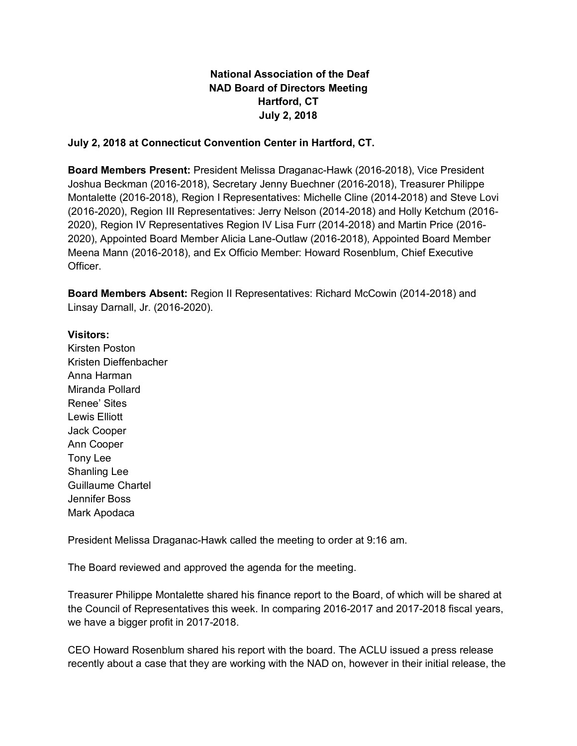# National Association of the Deaf
## NAD Board of Directors Meeting
## Hartford, CT
## July 2, 2018

**July 2, 2018 at Connecticut Convention Center in Hartford, CT.**

**Board Members Present:** President Melissa Draganac-Hawk (2016-2018), Vice President Joshua Beckman (2016-2018), Secretary Jenny Buechner (2016-2018), Treasurer Philippe Montalette (2016-2018), Region I Representatives: Michelle Cline (2014-2018) and Steve Lovi (2016-2020), Region III Representatives: Jerry Nelson (2014-2018) and Holly Ketchum (2016-2020), Region IV Representatives Region IV Lisa Furr (2014-2018) and Martin Price (2016-2020), Appointed Board Member Alicia Lane-Outlaw (2016-2018), Appointed Board Member Meena Mann (2016-2018), and Ex Officio Member: Howard Rosenblum, Chief Executive Officer.

**Board Members Absent:** Region II Representatives: Richard McCowin (2014-2018) and Linsay Darnall, Jr. (2016-2020).

**Visitors:**
Kirsten Poston
Kristen Dieffenbacher
Anna Harman
Miranda Pollard
Renee' Sites
Lewis Elliott
Jack Cooper
Ann Cooper
Tony Lee
Shanling Lee
Guillaume Chartel
Jennifer Boss
Mark Apodaca

President Melissa Draganac-Hawk called the meeting to order at 9:16 am.

The Board reviewed and approved the agenda for the meeting.

Treasurer Philippe Montalette shared his finance report to the Board, of which will be shared at the Council of Representatives this week. In comparing 2016-2017 and 2017-2018 fiscal years, we have a bigger profit in 2017-2018.

CEO Howard Rosenblum shared his report with the board. The ACLU issued a press release recently about a case that they are working with the NAD on, however in their initial release, the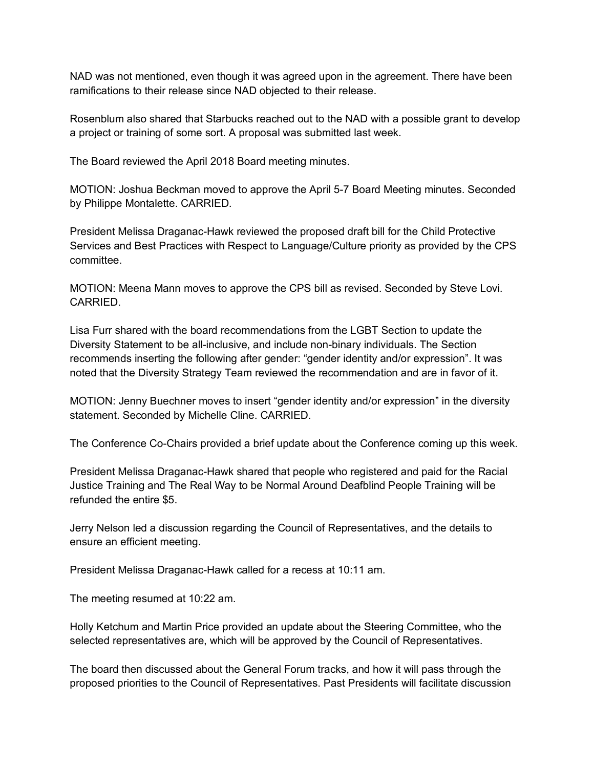NAD was not mentioned, even though it was agreed upon in the agreement. There have been ramifications to their release since NAD objected to their release.

Rosenblum also shared that Starbucks reached out to the NAD with a possible grant to develop a project or training of some sort. A proposal was submitted last week.

The Board reviewed the April 2018 Board meeting minutes.

MOTION: Joshua Beckman moved to approve the April 5-7 Board Meeting minutes. Seconded by Philippe Montalette. CARRIED.

President Melissa Draganac-Hawk reviewed the proposed draft bill for the Child Protective Services and Best Practices with Respect to Language/Culture priority as provided by the CPS committee.

MOTION: Meena Mann moves to approve the CPS bill as revised. Seconded by Steve Lovi. CARRIED.

Lisa Furr shared with the board recommendations from the LGBT Section to update the Diversity Statement to be all-inclusive, and include non-binary individuals. The Section recommends inserting the following after gender: “gender identity and/or expression”. It was noted that the Diversity Strategy Team reviewed the recommendation and are in favor of it.

MOTION: Jenny Buechner moves to insert “gender identity and/or expression” in the diversity statement. Seconded by Michelle Cline. CARRIED.

The Conference Co-Chairs provided a brief update about the Conference coming up this week.

President Melissa Draganac-Hawk shared that people who registered and paid for the Racial Justice Training and The Real Way to be Normal Around Deafblind People Training will be refunded the entire $5.

Jerry Nelson led a discussion regarding the Council of Representatives, and the details to ensure an efficient meeting.

President Melissa Draganac-Hawk called for a recess at 10:11 am.

The meeting resumed at 10:22 am.

Holly Ketchum and Martin Price provided an update about the Steering Committee, who the selected representatives are, which will be approved by the Council of Representatives.

The board then discussed about the General Forum tracks, and how it will pass through the proposed priorities to the Council of Representatives. Past Presidents will facilitate discussion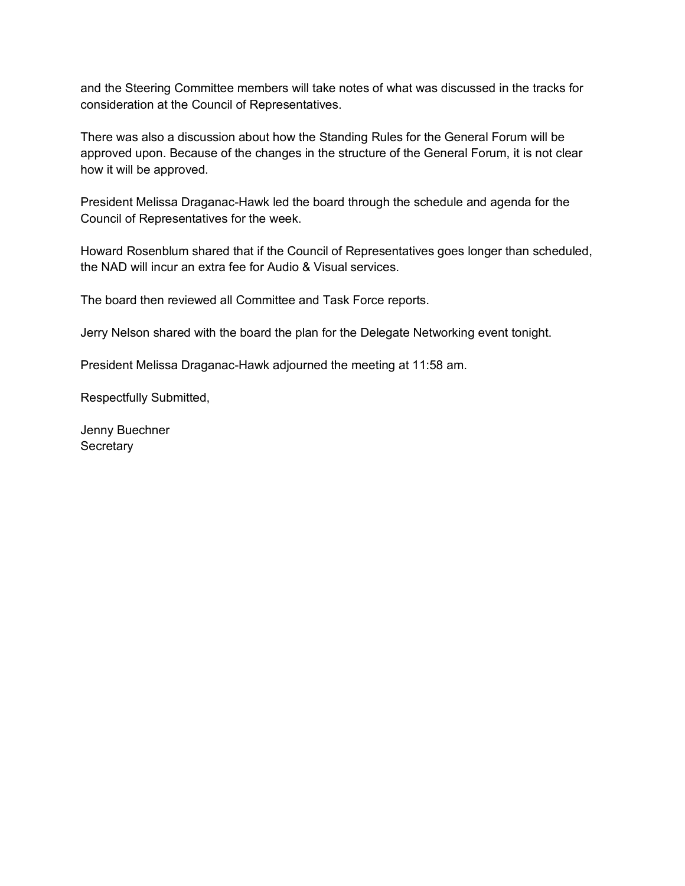and the Steering Committee members will take notes of what was discussed in the tracks for consideration at the Council of Representatives.

There was also a discussion about how the Standing Rules for the General Forum will be approved upon. Because of the changes in the structure of the General Forum, it is not clear how it will be approved.

President Melissa Draganac-Hawk led the board through the schedule and agenda for the Council of Representatives for the week.

Howard Rosenblum shared that if the Council of Representatives goes longer than scheduled, the NAD will incur an extra fee for Audio & Visual services.

The board then reviewed all Committee and Task Force reports.

Jerry Nelson shared with the board the plan for the Delegate Networking event tonight.

President Melissa Draganac-Hawk adjourned the meeting at 11:58 am.

Respectfully Submitted,

Jenny Buechner
Secretary